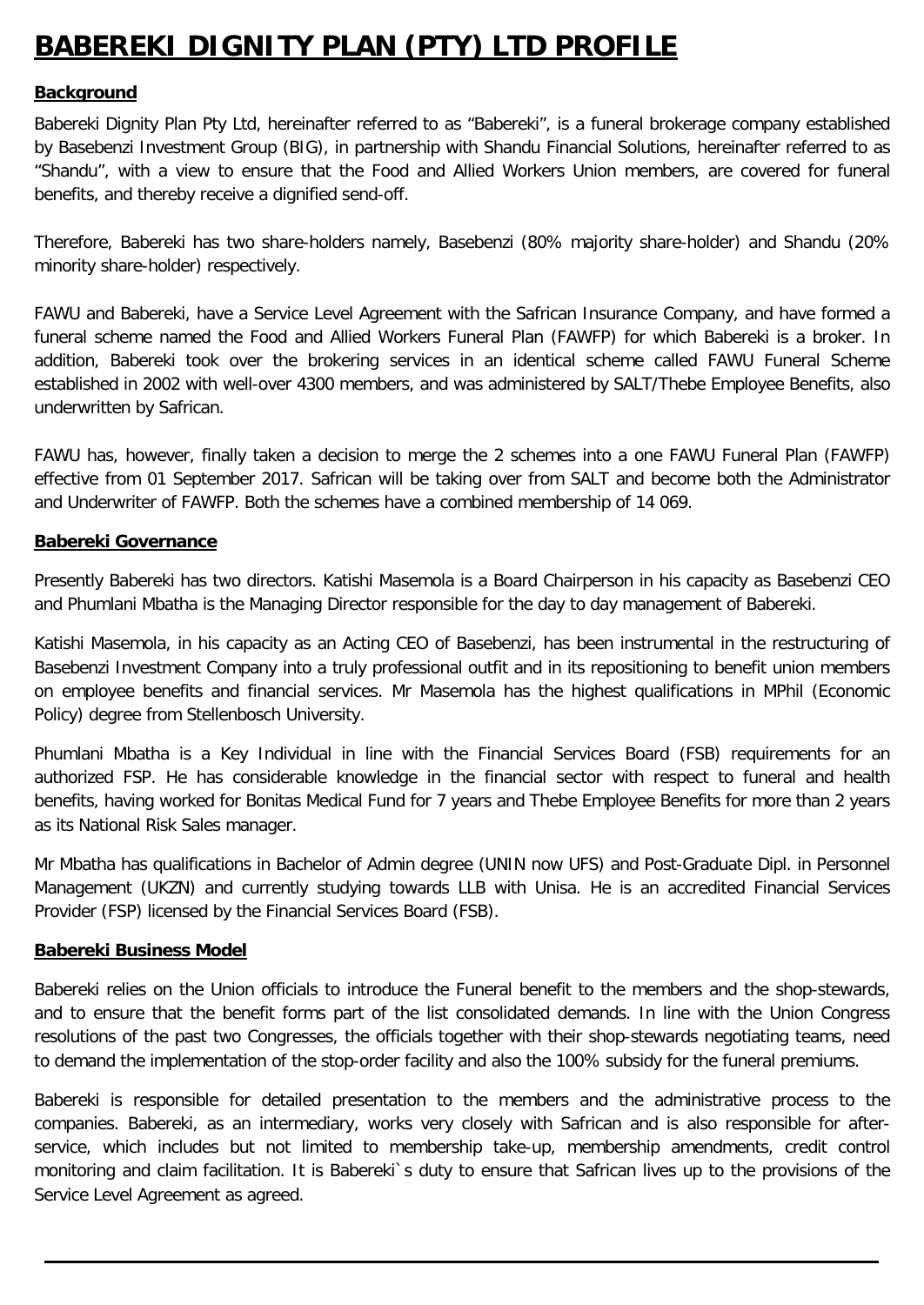# BABEREKI DIGNITY PLAN (PTY) LTD PROFILE

## Background

Babereki Dignity Plan Pty Ltd, hereinafter referred to as "Babereki", is a funeral brokerage company established by Basebenzi Investment Group (BIG), in partnership with Shandu Financial Solutions, hereinafter referred to as "Shandu", with a view to ensure that the Food and Allied Workers Union members, are covered for funeral benefits, and thereby receive a dignified send-off.

Therefore, Babereki has two share-holders namely, Basebenzi (80% majority share-holder) and Shandu (20% minority share-holder) respectively.

FAWU and Babereki, have a Service Level Agreement with the Safrican Insurance Company, and have formed a funeral scheme named the Food and Allied Workers Funeral Plan (FAWFP) for which Babereki is a broker. In addition, Babereki took over the brokering services in an identical scheme called FAWU Funeral Scheme established in 2002 with well-over 4300 members, and was administered by SALT/Thebe Employee Benefits, also underwritten by Safrican.

FAWU has, however, finally taken a decision to merge the 2 schemes into a one FAWU Funeral Plan (FAWFP) effective from 01 September 2017. Safrican will be taking over from SALT and become both the Administrator and Underwriter of FAWFP. Both the schemes have a combined membership of 14 069.

## Babereki Governance

Presently Babereki has two directors. Katishi Masemola is a Board Chairperson in his capacity as Basebenzi CEO and Phumlani Mbatha is the Managing Director responsible for the day to day management of Babereki.

Katishi Masemola, in his capacity as an Acting CEO of Basebenzi, has been instrumental in the restructuring of Basebenzi Investment Company into a truly professional outfit and in its repositioning to benefit union members on employee benefits and financial services. Mr Masemola has the highest qualifications in MPhil (Economic Policy) degree from Stellenbosch University.

Phumlani Mbatha is a Key Individual in line with the Financial Services Board (FSB) requirements for an authorized FSP. He has considerable knowledge in the financial sector with respect to funeral and health benefits, having worked for Bonitas Medical Fund for 7 years and Thebe Employee Benefits for more than 2 years as its National Risk Sales manager.

Mr Mbatha has qualifications in Bachelor of Admin degree (UNIN now UFS) and Post-Graduate Dipl. in Personnel Management (UKZN) and currently studying towards LLB with Unisa. He is an accredited Financial Services Provider (FSP) licensed by the Financial Services Board (FSB).

## Babereki Business Model

Babereki relies on the Union officials to introduce the Funeral benefit to the members and the shop-stewards, and to ensure that the benefit forms part of the list consolidated demands. In line with the Union Congress resolutions of the past two Congresses, the officials together with their shop-stewards negotiating teams, need to demand the implementation of the stop-order facility and also the 100% subsidy for the funeral premiums.

Babereki is responsible for detailed presentation to the members and the administrative process to the companies. Babereki, as an intermediary, works very closely with Safrican and is also responsible for after-service, which includes but not limited to membership take-up, membership amendments, credit control monitoring and claim facilitation. It is Babereki`s duty to ensure that Safrican lives up to the provisions of the Service Level Agreement as agreed.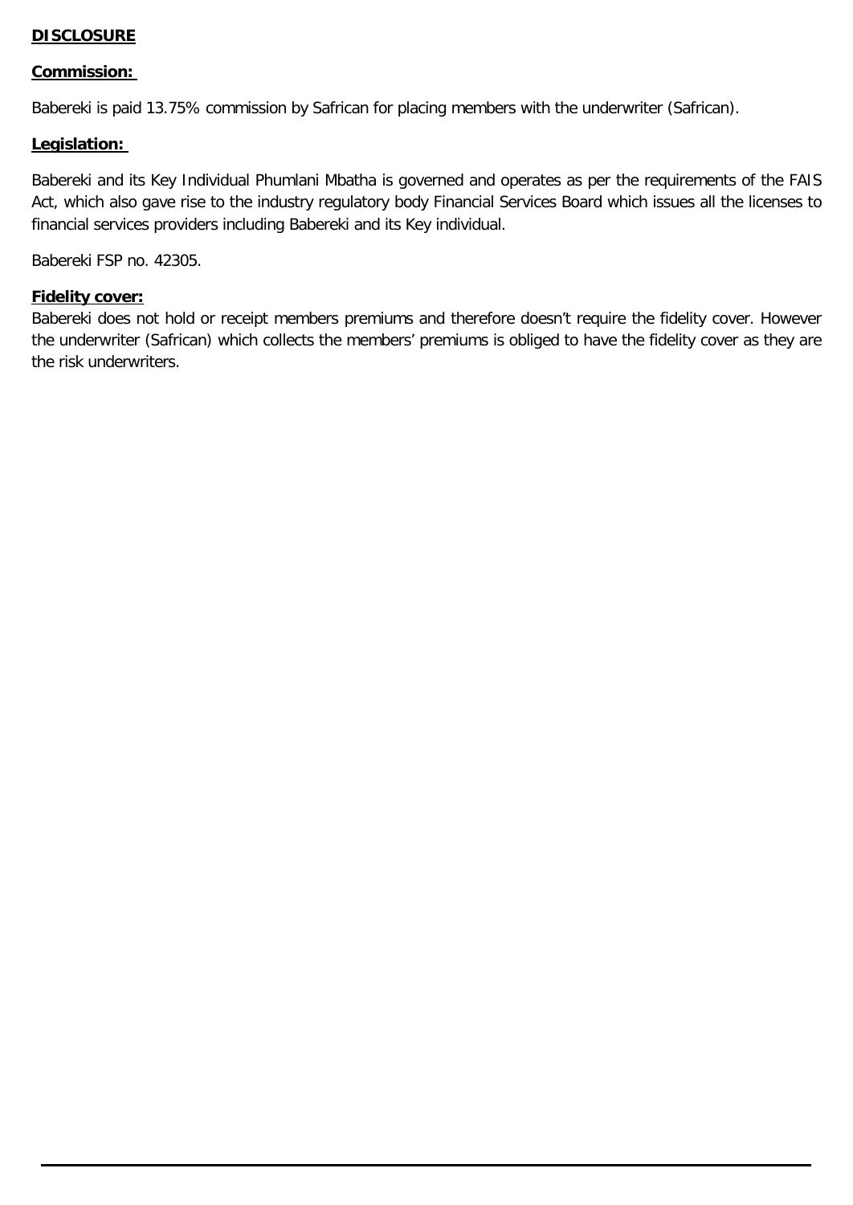**DISCLOSURE**

**Commission:**

Babereki is paid 13.75% commission by Safrican for placing members with the underwriter (Safrican).

**Legislation:**

Babereki and its Key Individual Phumlani Mbatha is governed and operates as per the requirements of the FAIS Act, which also gave rise to the industry regulatory body Financial Services Board which issues all the licenses to financial services providers including Babereki and its Key individual.

Babereki FSP no. 42305.

**Fidelity cover:**

Babereki does not hold or receipt members premiums and therefore doesn't require the fidelity cover. However the underwriter (Safrican) which collects the members' premiums is obliged to have the fidelity cover as they are the risk underwriters.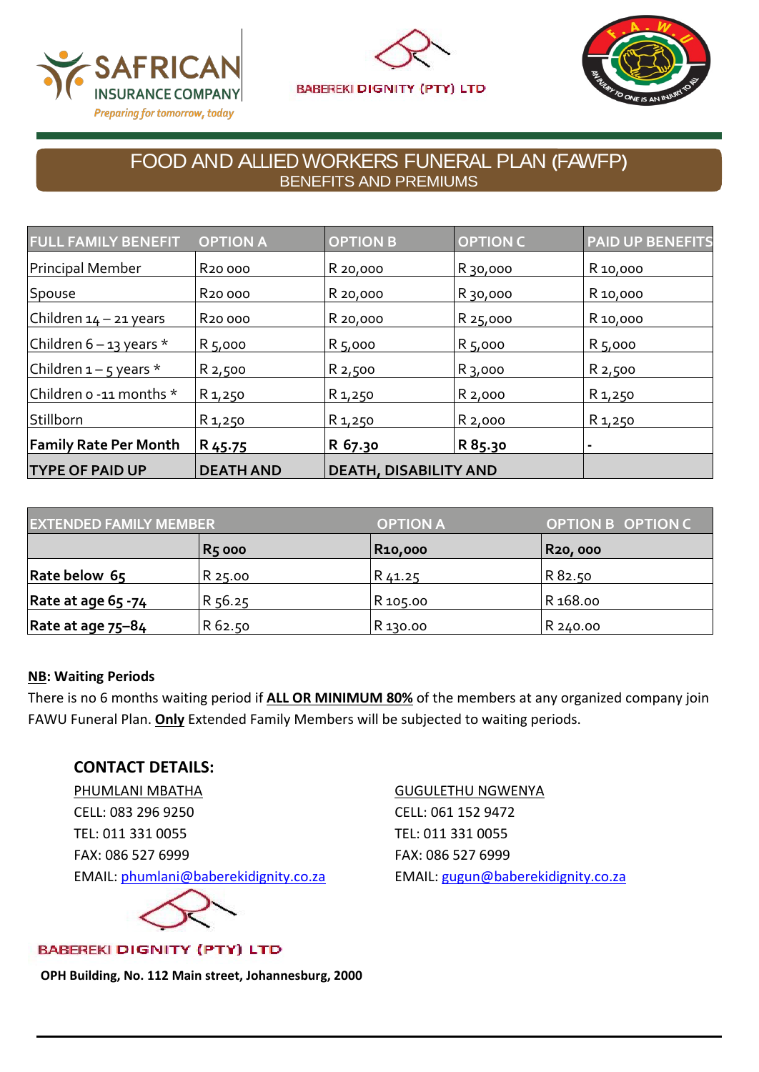SAFRICAN INSURANCE COMPANY

*Preparing for tomorrow, today*

BABEREKI DIGNITY (PTY) LTD

# FOOD AND ALLIED WORKERS FUNERAL PLAN (FAWFP)

## BENEFITS AND PREMIUMS

| FULL FAMILY BENEFIT | OPTION A | OPTION B | OPTION C | PAID UP BENEFITS |
|---|---|---|---|---|
| Principal Member | R20 000 | R 20,000 | R 30,000 | R 10,000 |
| Spouse | R20 000 | R 20,000 | R 30,000 | R 10,000 |
| Children 14 – 21 years | R20 000 | R 20,000 | R 25,000 | R 10,000 |
| Children 6 – 13 years * | R 5,000 | R 5,000 | R 5,000 | R 5,000 |
| Children 1 – 5 years * | R 2,500 | R 2,500 | R 3,000 | R 2,500 |
| Children 0 -11 months * | R 1,250 | R 1,250 | R 2,000 | R 1,250 |
| Stillborn | R 1,250 | R 1,250 | R 2,000 | R 1,250 |
| **Family Rate Per Month** | **R 45.75** | **R 67.30** | **R 85.30** | - |
| **TYPE OF PAID UP** | **DEATH AND** | **DEATH, DISABILITY AND** | | |

| EXTENDED FAMILY MEMBER | | OPTION A | OPTION B OPTION C |
|---|---|---|---|
| | **R5 000** | **R10,000** | **R20, 000** |
| **Rate below 65** | R 25.00 | R 41.25 | R 82.50 |
| **Rate at age 65 -74** | R 56.25 | R 105.00 | R 168.00 |
| **Rate at age 75–84** | R 62.50 | R 130.00 | R 240.00 |

**NB: Waiting Periods**

There is no 6 months waiting period if **ALL OR MINIMUM 80%** of the members at any organized company join FAWU Funeral Plan. **Only** Extended Family Members will be subjected to waiting periods.

### CONTACT DETAILS:

PHUMLANI MBATHA
CELL: 083 296 9250
TEL: 011 331 0055
FAX: 086 527 6999
EMAIL: phumlani@baberekidignity.co.za

GUGULETHU NGWENYA
CELL: 061 152 9472
TEL: 011 331 0055
FAX: 086 527 6999
EMAIL: gugun@baberekidignity.co.za

BABEREKI DIGNITY (PTY) LTD

**OPH Building, No. 112 Main street, Johannesburg, 2000**